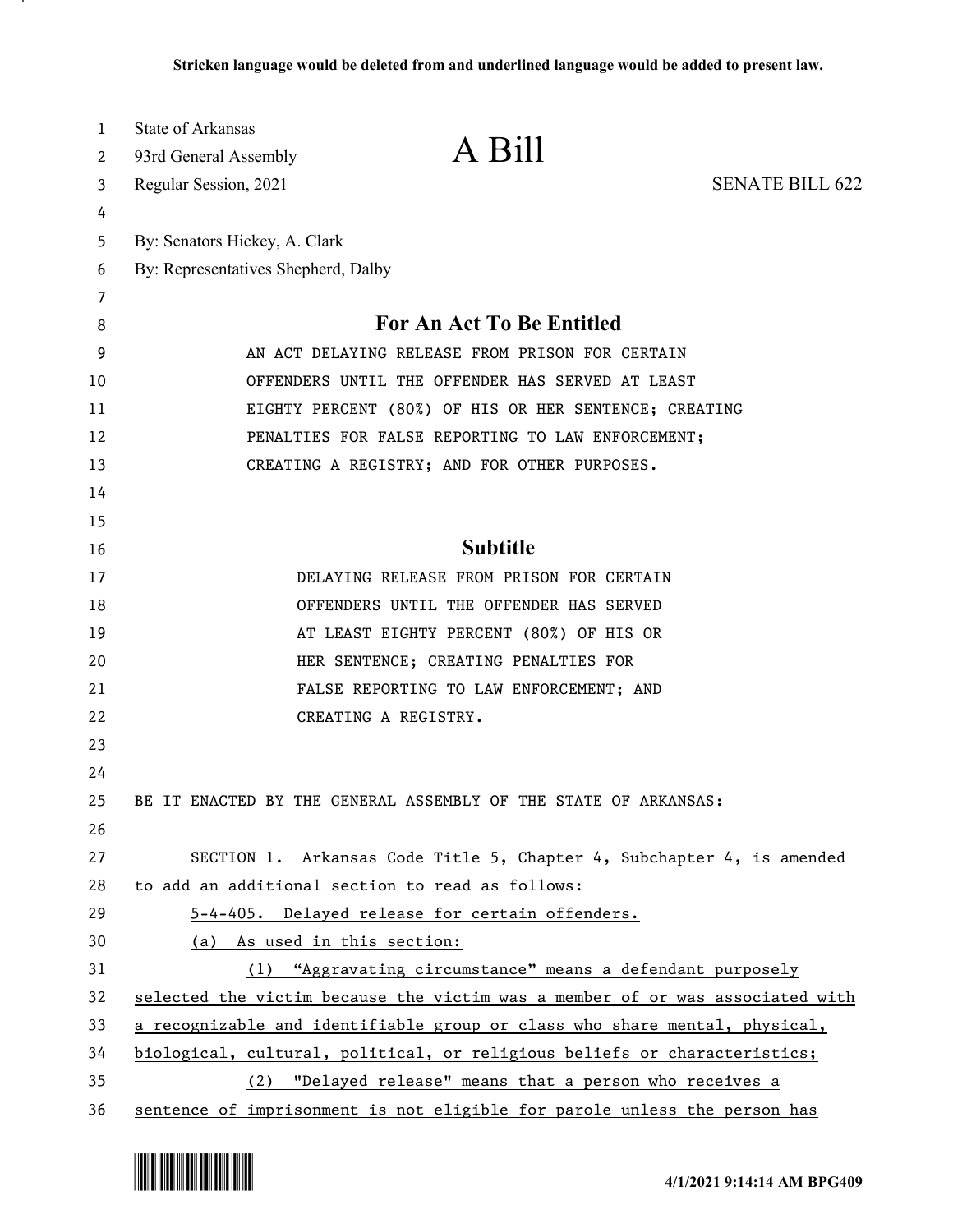**Stricken language would be deleted from and underlined language would be added to present law.**

State of Arkansas
93rd General Assembly
Regular Session, 2021

# A Bill

SENATE BILL 622

By: Senators Hickey, A. Clark
By: Representatives Shepherd, Dalby

## For An Act To Be Entitled

AN ACT DELAYING RELEASE FROM PRISON FOR CERTAIN OFFENDERS UNTIL THE OFFENDER HAS SERVED AT LEAST EIGHTY PERCENT (80%) OF HIS OR HER SENTENCE; CREATING PENALTIES FOR FALSE REPORTING TO LAW ENFORCEMENT; CREATING A REGISTRY; AND FOR OTHER PURPOSES.

## Subtitle

DELAYING RELEASE FROM PRISON FOR CERTAIN OFFENDERS UNTIL THE OFFENDER HAS SERVED AT LEAST EIGHTY PERCENT (80%) OF HIS OR HER SENTENCE; CREATING PENALTIES FOR FALSE REPORTING TO LAW ENFORCEMENT; AND CREATING A REGISTRY.

BE IT ENACTED BY THE GENERAL ASSEMBLY OF THE STATE OF ARKANSAS:

SECTION 1. Arkansas Code Title 5, Chapter 4, Subchapter 4, is amended to add an additional section to read as follows:

<u>5-4-405. Delayed release for certain offenders.</u>

<u>(a) As used in this section:</u>

<u>(1) "Aggravating circumstance" means a defendant purposely selected the victim because the victim was a member of or was associated with a recognizable and identifiable group or class who share mental, physical, biological, cultural, political, or religious beliefs or characteristics;</u>

<u>(2) "Delayed release" means that a person who receives a sentence of imprisonment is not eligible for parole unless the person has</u>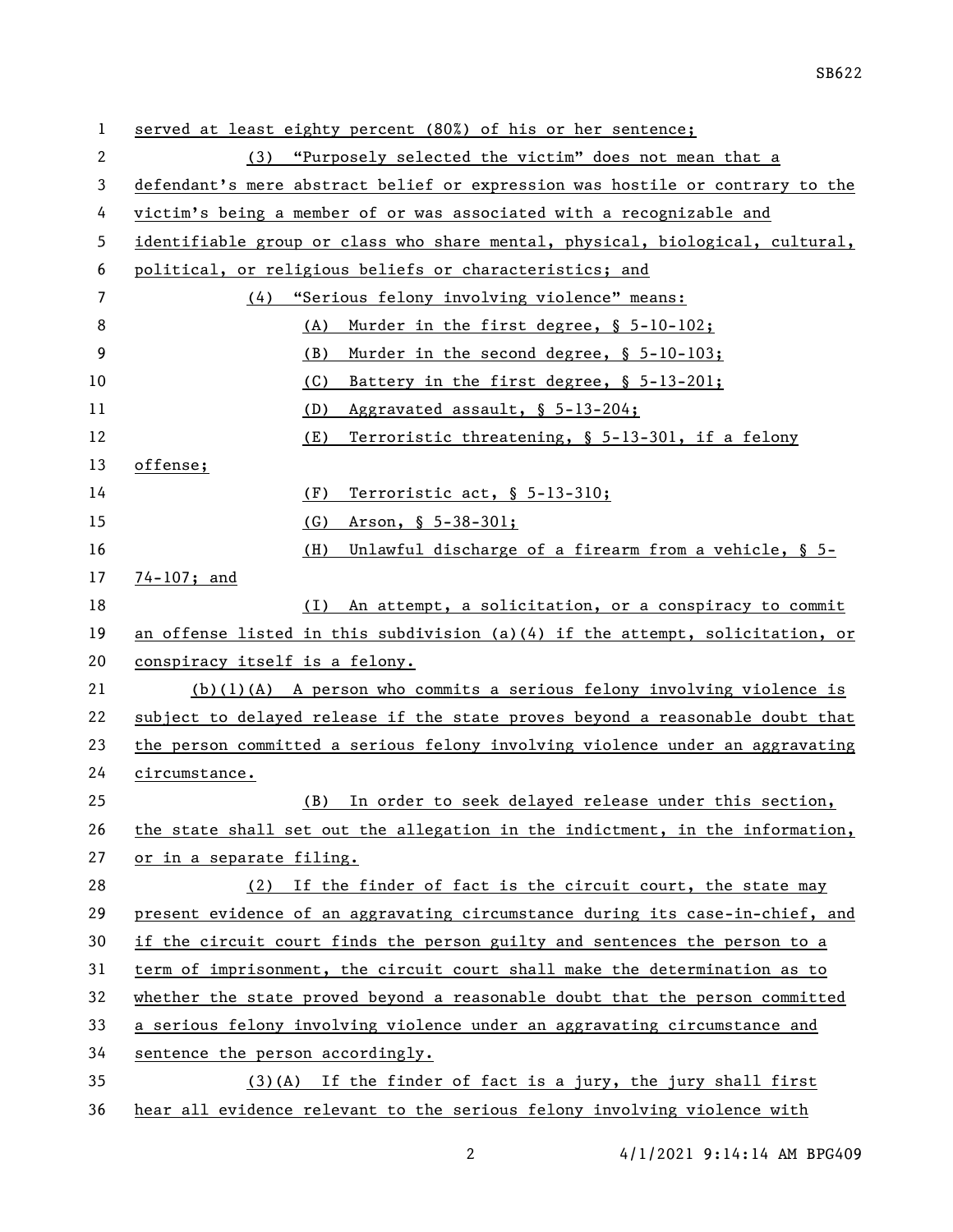served at least eighty percent (80%) of his or her sentence;

(3) "Purposely selected the victim" does not mean that a defendant's mere abstract belief or expression was hostile or contrary to the victim's being a member of or was associated with a recognizable and identifiable group or class who share mental, physical, biological, cultural, political, or religious beliefs or characteristics; and

(4) "Serious felony involving violence" means:

(A) Murder in the first degree, § 5-10-102;

(B) Murder in the second degree, § 5-10-103;

(C) Battery in the first degree, § 5-13-201;

(D) Aggravated assault, § 5-13-204;

(E) Terroristic threatening, § 5-13-301, if a felony offense;

(F) Terroristic act, § 5-13-310;

(G) Arson, § 5-38-301;

(H) Unlawful discharge of a firearm from a vehicle, § 5-74-107; and

(I) An attempt, a solicitation, or a conspiracy to commit an offense listed in this subdivision (a)(4) if the attempt, solicitation, or conspiracy itself is a felony.

(b)(1)(A) A person who commits a serious felony involving violence is subject to delayed release if the state proves beyond a reasonable doubt that the person committed a serious felony involving violence under an aggravating circumstance.

(B) In order to seek delayed release under this section, the state shall set out the allegation in the indictment, in the information, or in a separate filing.

(2) If the finder of fact is the circuit court, the state may present evidence of an aggravating circumstance during its case-in-chief, and if the circuit court finds the person guilty and sentences the person to a term of imprisonment, the circuit court shall make the determination as to whether the state proved beyond a reasonable doubt that the person committed a serious felony involving violence under an aggravating circumstance and sentence the person accordingly.

(3)(A) If the finder of fact is a jury, the jury shall first hear all evidence relevant to the serious felony involving violence with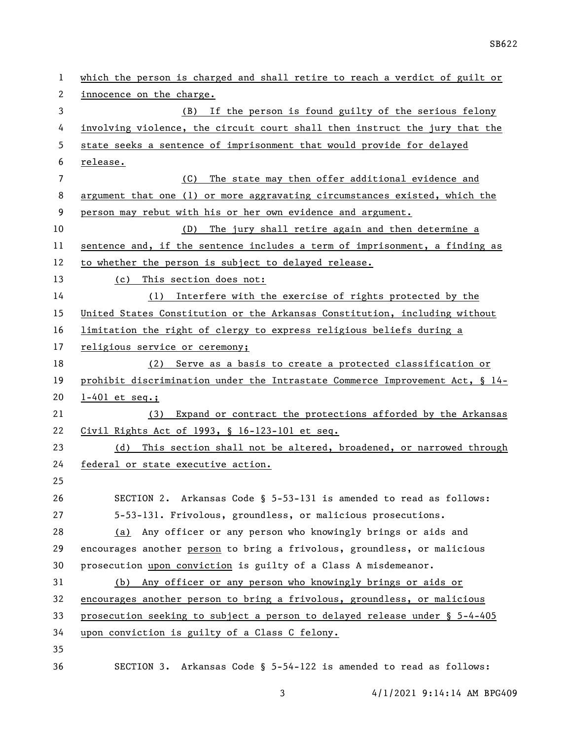which the person is charged and shall retire to reach a verdict of guilt or innocence on the charge.

(B) If the person is found guilty of the serious felony involving violence, the circuit court shall then instruct the jury that the state seeks a sentence of imprisonment that would provide for delayed release.

(C) The state may then offer additional evidence and argument that one (1) or more aggravating circumstances existed, which the person may rebut with his or her own evidence and argument.

(D) The jury shall retire again and then determine a sentence and, if the sentence includes a term of imprisonment, a finding as to whether the person is subject to delayed release.

(c) This section does not:

(1) Interfere with the exercise of rights protected by the United States Constitution or the Arkansas Constitution, including without limitation the right of clergy to express religious beliefs during a religious service or ceremony;

(2) Serve as a basis to create a protected classification or prohibit discrimination under the Intrastate Commerce Improvement Act, § 14-1-401 et seq.;

(3) Expand or contract the protections afforded by the Arkansas Civil Rights Act of 1993, § 16-123-101 et seq.

(d) This section shall not be altered, broadened, or narrowed through federal or state executive action.

SECTION 2. Arkansas Code § 5-53-131 is amended to read as follows:

5-53-131. Frivolous, groundless, or malicious prosecutions.

(a) Any officer or any person who knowingly brings or aids and encourages another person to bring a frivolous, groundless, or malicious prosecution upon conviction is guilty of a Class A misdemeanor.

(b) Any officer or any person who knowingly brings or aids or encourages another person to bring a frivolous, groundless, or malicious prosecution seeking to subject a person to delayed release under § 5-4-405 upon conviction is guilty of a Class C felony.

SECTION 3. Arkansas Code § 5-54-122 is amended to read as follows: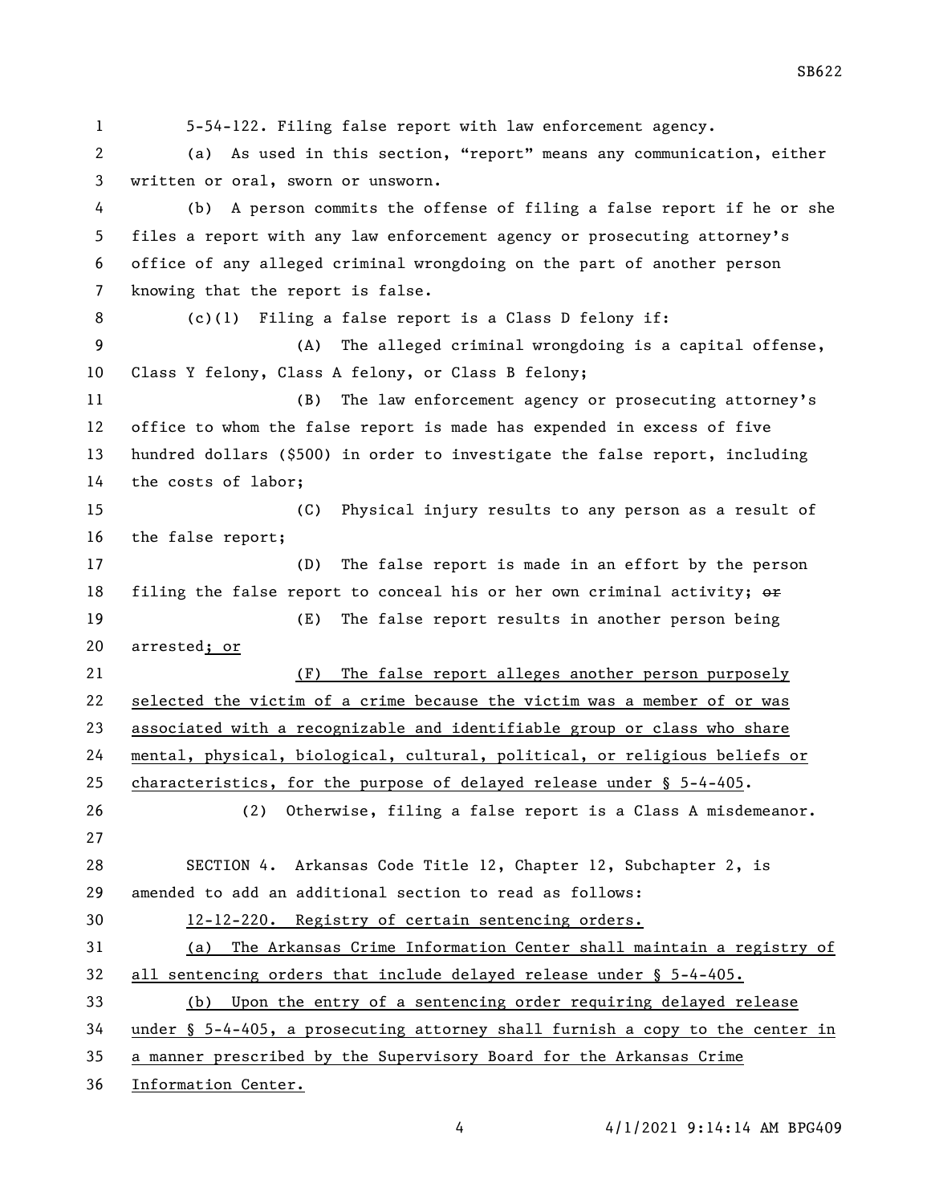5-54-122. Filing false report with law enforcement agency.

(a) As used in this section, "report" means any communication, either written or oral, sworn or unsworn.

(b) A person commits the offense of filing a false report if he or she files a report with any law enforcement agency or prosecuting attorney's office of any alleged criminal wrongdoing on the part of another person knowing that the report is false.

(c)(1) Filing a false report is a Class D felony if:

(A) The alleged criminal wrongdoing is a capital offense, Class Y felony, Class A felony, or Class B felony;

(B) The law enforcement agency or prosecuting attorney's office to whom the false report is made has expended in excess of five hundred dollars ($500) in order to investigate the false report, including the costs of labor;

(C) Physical injury results to any person as a result of the false report;

(D) The false report is made in an effort by the person filing the false report to conceal his or her own criminal activity; ~~or~~

(E) The false report results in another person being arrested<u>; or</u>

<u>(F) The false report alleges another person purposely selected the victim of a crime because the victim was a member of or was associated with a recognizable and identifiable group or class who share mental, physical, biological, cultural, political, or religious beliefs or characteristics, for the purpose of delayed release under § 5-4-405</u>.

(2) Otherwise, filing a false report is a Class A misdemeanor.

SECTION 4. Arkansas Code Title 12, Chapter 12, Subchapter 2, is amended to add an additional section to read as follows:

<u>12-12-220. Registry of certain sentencing orders.</u>

<u>(a) The Arkansas Crime Information Center shall maintain a registry of all sentencing orders that include delayed release under § 5-4-405.</u>

<u>(b) Upon the entry of a sentencing order requiring delayed release under § 5-4-405, a prosecuting attorney shall furnish a copy to the center in a manner prescribed by the Supervisory Board for the Arkansas Crime Information Center.</u>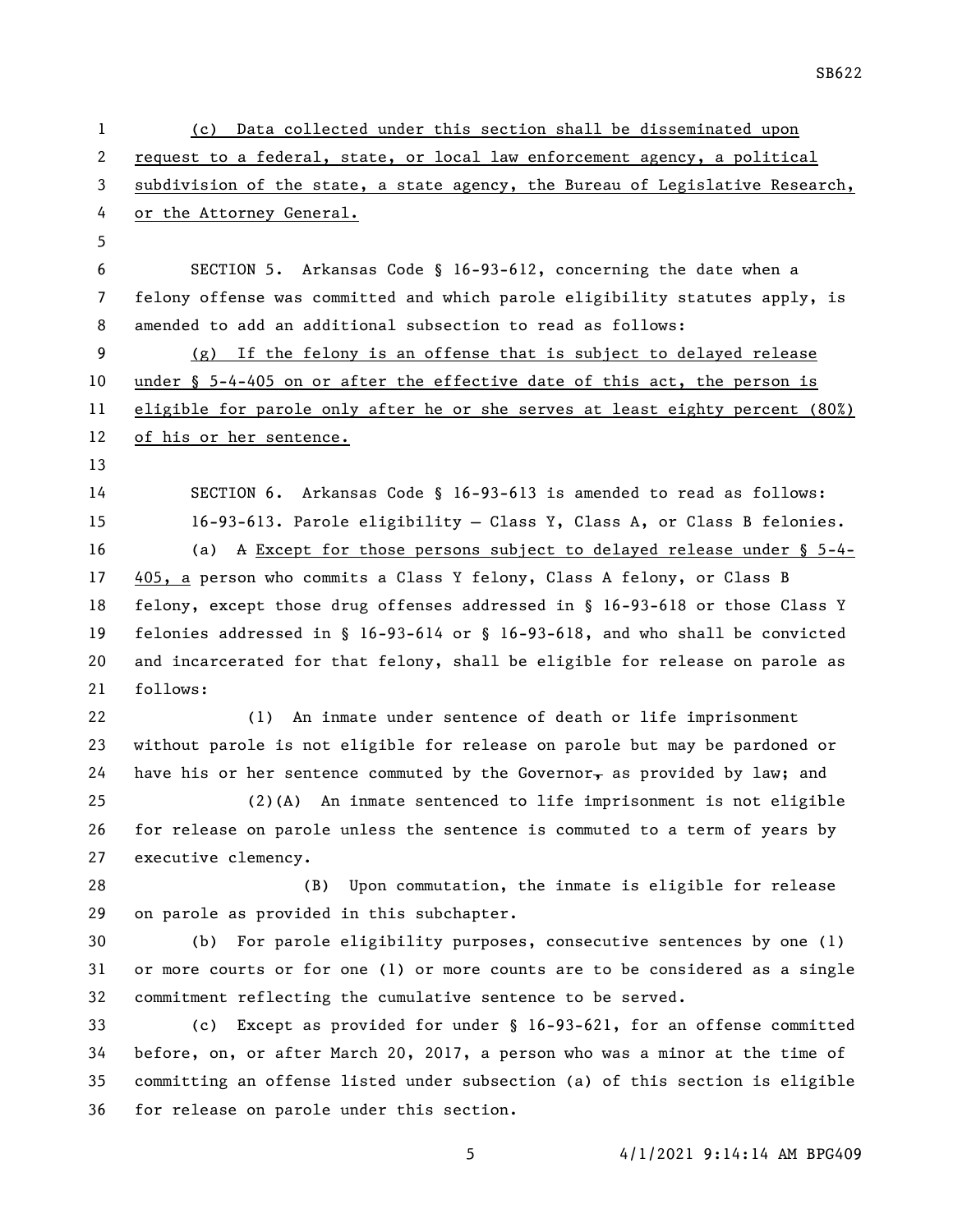(c) Data collected under this section shall be disseminated upon request to a federal, state, or local law enforcement agency, a political subdivision of the state, a state agency, the Bureau of Legislative Research, or the Attorney General.

SECTION 5. Arkansas Code § 16-93-612, concerning the date when a felony offense was committed and which parole eligibility statutes apply, is amended to add an additional subsection to read as follows:

(g) If the felony is an offense that is subject to delayed release under § 5-4-405 on or after the effective date of this act, the person is eligible for parole only after he or she serves at least eighty percent (80%) of his or her sentence.

SECTION 6. Arkansas Code § 16-93-613 is amended to read as follows:

16-93-613. Parole eligibility — Class Y, Class A, or Class B felonies.

(a) ~~A~~ Except for those persons subject to delayed release under § 5-4-405, a person who commits a Class Y felony, Class A felony, or Class B felony, except those drug offenses addressed in § 16-93-618 or those Class Y felonies addressed in § 16-93-614 or § 16-93-618, and who shall be convicted and incarcerated for that felony, shall be eligible for release on parole as follows:

(1) An inmate under sentence of death or life imprisonment without parole is not eligible for release on parole but may be pardoned or have his or her sentence commuted by the Governor~~,~~ as provided by law; and

(2)(A) An inmate sentenced to life imprisonment is not eligible for release on parole unless the sentence is commuted to a term of years by executive clemency.

(B) Upon commutation, the inmate is eligible for release on parole as provided in this subchapter.

(b) For parole eligibility purposes, consecutive sentences by one (1) or more courts or for one (1) or more counts are to be considered as a single commitment reflecting the cumulative sentence to be served.

(c) Except as provided for under § 16-93-621, for an offense committed before, on, or after March 20, 2017, a person who was a minor at the time of committing an offense listed under subsection (a) of this section is eligible for release on parole under this section.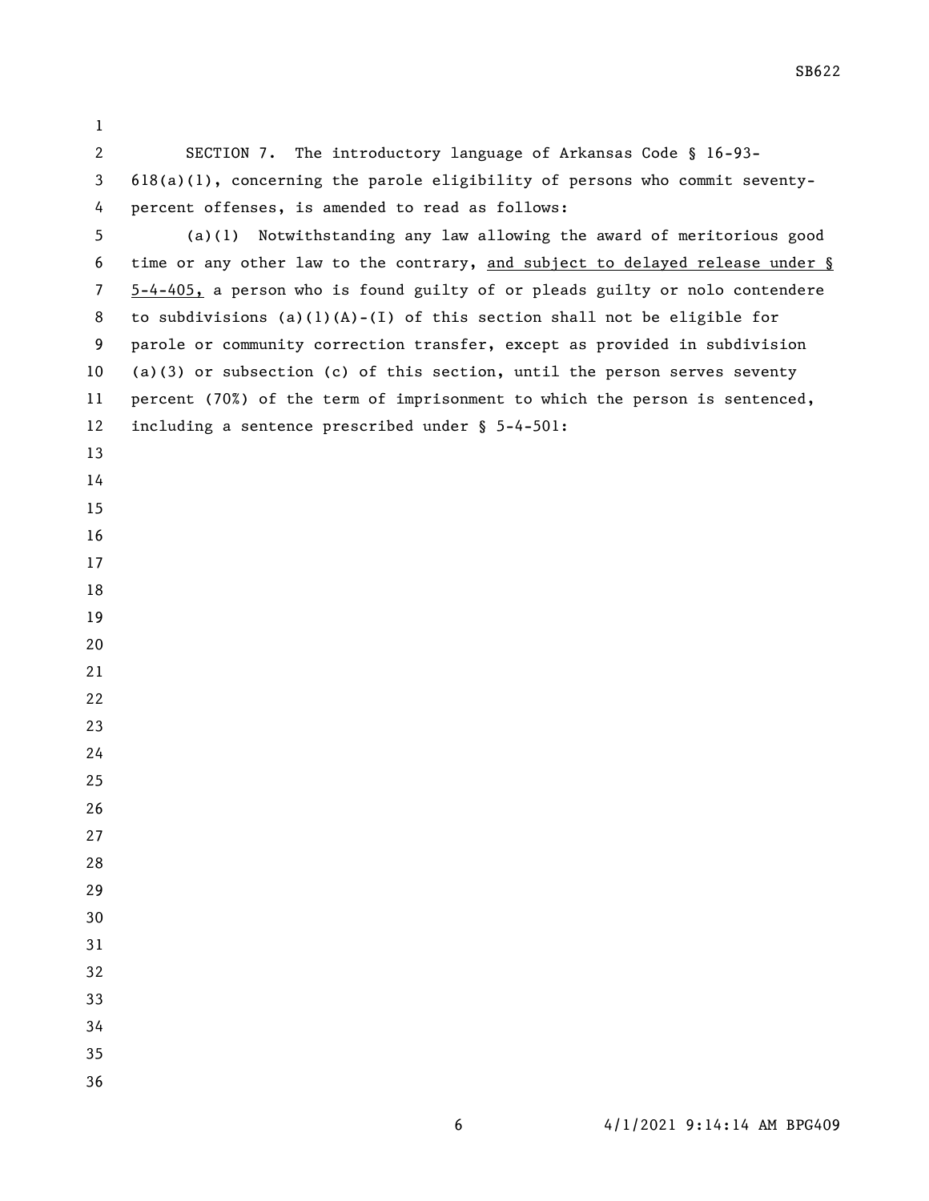SECTION 7. The introductory language of Arkansas Code § 16-93-618(a)(1), concerning the parole eligibility of persons who commit seventy-percent offenses, is amended to read as follows:

(a)(1) Notwithstanding any law allowing the award of meritorious good time or any other law to the contrary, <u>and subject to delayed release under § 5-4-405,</u> a person who is found guilty of or pleads guilty or nolo contendere to subdivisions (a)(1)(A)-(I) of this section shall not be eligible for parole or community correction transfer, except as provided in subdivision (a)(3) or subsection (c) of this section, until the person serves seventy percent (70%) of the term of imprisonment to which the person is sentenced, including a sentence prescribed under § 5-4-501: